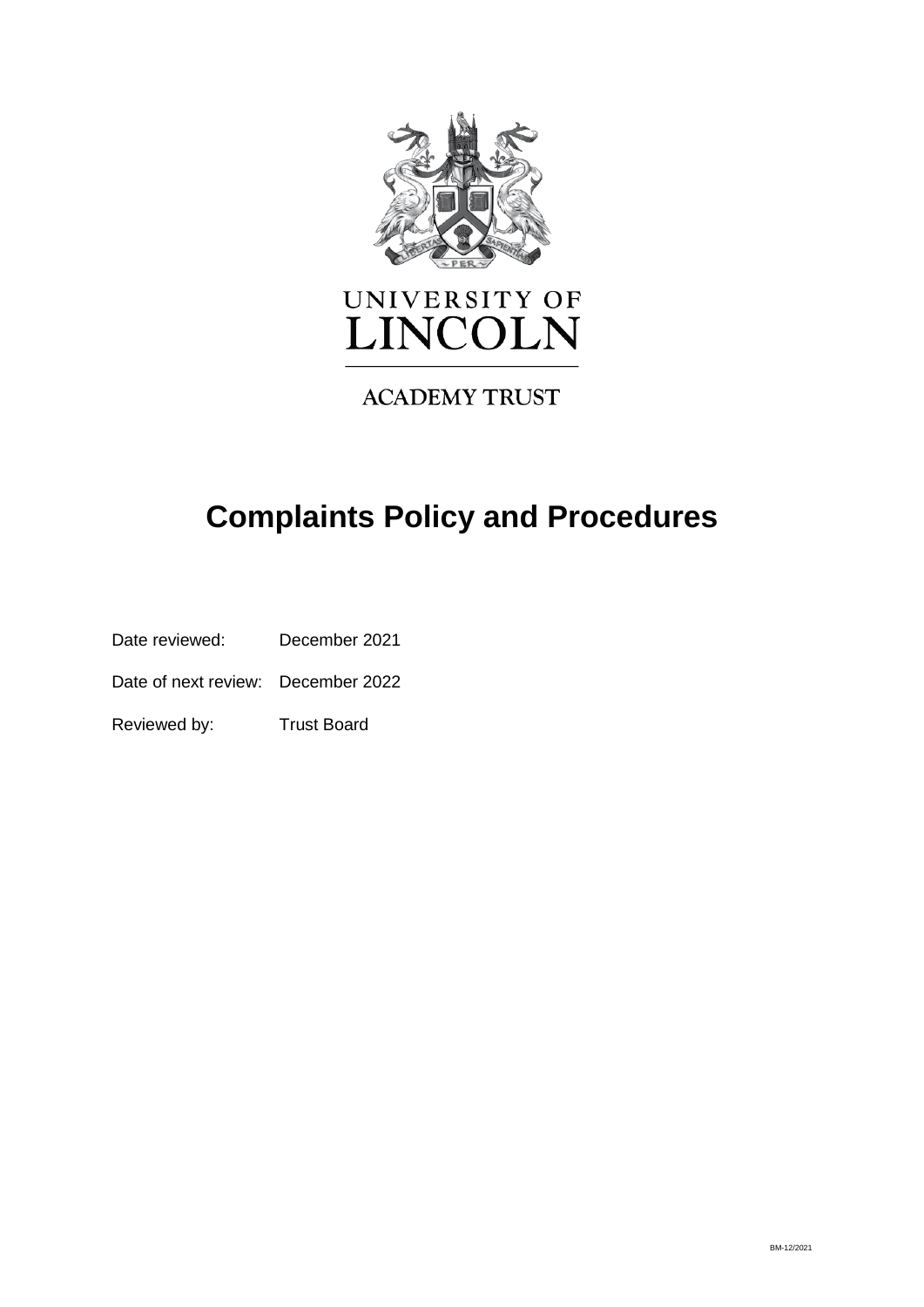UNIVERSITY OF
LINCOLN

ACADEMY TRUST

# Complaints Policy and Procedures

Date reviewed: December 2021

Date of next review: December 2022

Reviewed by: Trust Board

BM-12/2021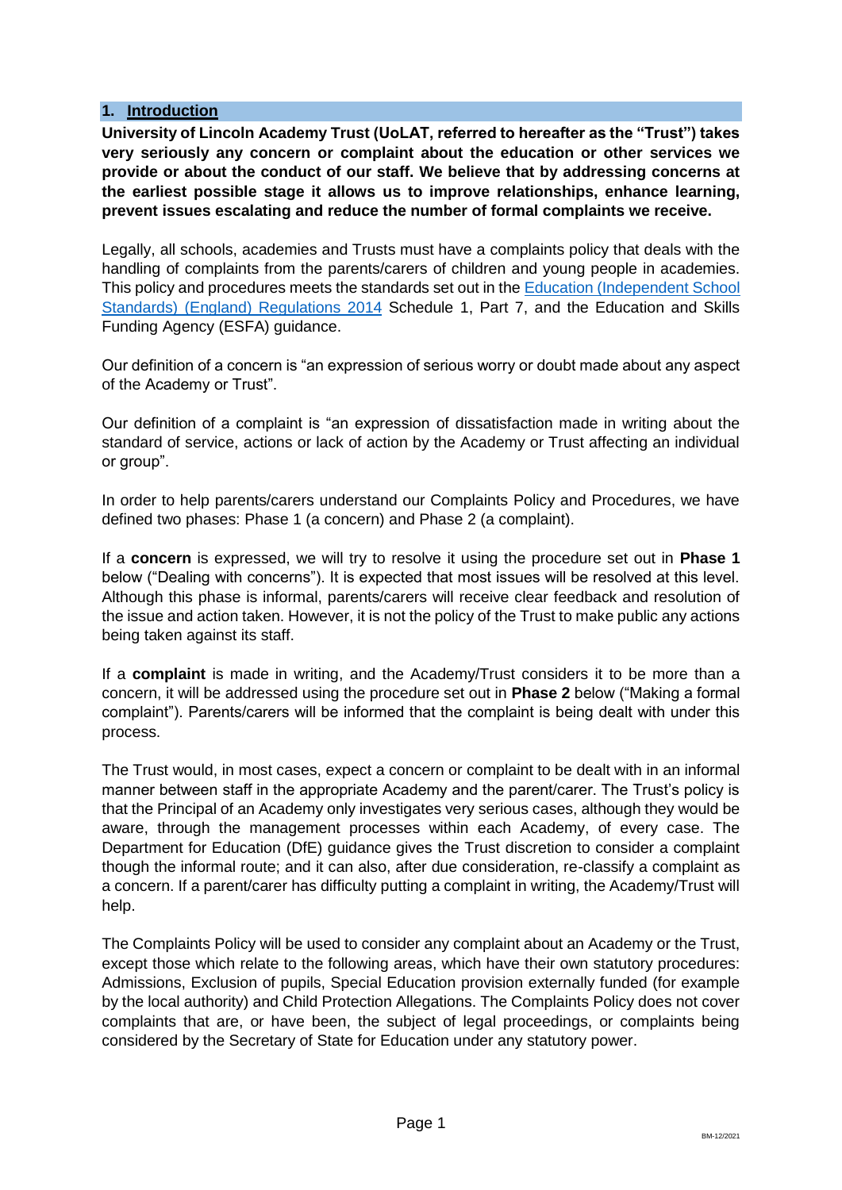## 1. Introduction

**University of Lincoln Academy Trust (UoLAT, referred to hereafter as the "Trust") takes very seriously any concern or complaint about the education or other services we provide or about the conduct of our staff. We believe that by addressing concerns at the earliest possible stage it allows us to improve relationships, enhance learning, prevent issues escalating and reduce the number of formal complaints we receive.**

Legally, all schools, academies and Trusts must have a complaints policy that deals with the handling of complaints from the parents/carers of children and young people in academies. This policy and procedures meets the standards set out in the Education (Independent School Standards) (England) Regulations 2014 Schedule 1, Part 7, and the Education and Skills Funding Agency (ESFA) guidance.

Our definition of a concern is "an expression of serious worry or doubt made about any aspect of the Academy or Trust".

Our definition of a complaint is "an expression of dissatisfaction made in writing about the standard of service, actions or lack of action by the Academy or Trust affecting an individual or group".

In order to help parents/carers understand our Complaints Policy and Procedures, we have defined two phases: Phase 1 (a concern) and Phase 2 (a complaint).

If a **concern** is expressed, we will try to resolve it using the procedure set out in **Phase 1** below ("Dealing with concerns"). It is expected that most issues will be resolved at this level. Although this phase is informal, parents/carers will receive clear feedback and resolution of the issue and action taken. However, it is not the policy of the Trust to make public any actions being taken against its staff.

If a **complaint** is made in writing, and the Academy/Trust considers it to be more than a concern, it will be addressed using the procedure set out in **Phase 2** below ("Making a formal complaint"). Parents/carers will be informed that the complaint is being dealt with under this process.

The Trust would, in most cases, expect a concern or complaint to be dealt with in an informal manner between staff in the appropriate Academy and the parent/carer. The Trust's policy is that the Principal of an Academy only investigates very serious cases, although they would be aware, through the management processes within each Academy, of every case. The Department for Education (DfE) guidance gives the Trust discretion to consider a complaint though the informal route; and it can also, after due consideration, re-classify a complaint as a concern. If a parent/carer has difficulty putting a complaint in writing, the Academy/Trust will help.

The Complaints Policy will be used to consider any complaint about an Academy or the Trust, except those which relate to the following areas, which have their own statutory procedures: Admissions, Exclusion of pupils, Special Education provision externally funded (for example by the local authority) and Child Protection Allegations. The Complaints Policy does not cover complaints that are, or have been, the subject of legal proceedings, or complaints being considered by the Secretary of State for Education under any statutory power.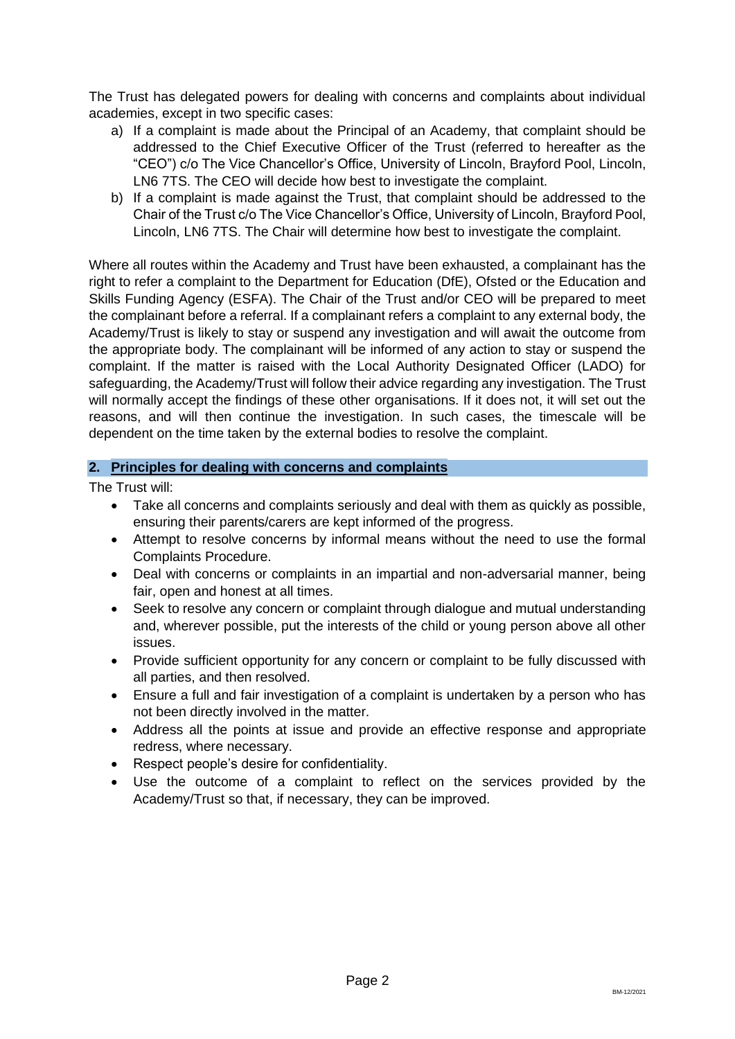The Trust has delegated powers for dealing with concerns and complaints about individual academies, except in two specific cases:

a) If a complaint is made about the Principal of an Academy, that complaint should be addressed to the Chief Executive Officer of the Trust (referred to hereafter as the "CEO") c/o The Vice Chancellor's Office, University of Lincoln, Brayford Pool, Lincoln, LN6 7TS. The CEO will decide how best to investigate the complaint.
b) If a complaint is made against the Trust, that complaint should be addressed to the Chair of the Trust c/o The Vice Chancellor's Office, University of Lincoln, Brayford Pool, Lincoln, LN6 7TS. The Chair will determine how best to investigate the complaint.

Where all routes within the Academy and Trust have been exhausted, a complainant has the right to refer a complaint to the Department for Education (DfE), Ofsted or the Education and Skills Funding Agency (ESFA). The Chair of the Trust and/or CEO will be prepared to meet the complainant before a referral. If a complainant refers a complaint to any external body, the Academy/Trust is likely to stay or suspend any investigation and will await the outcome from the appropriate body. The complainant will be informed of any action to stay or suspend the complaint. If the matter is raised with the Local Authority Designated Officer (LADO) for safeguarding, the Academy/Trust will follow their advice regarding any investigation. The Trust will normally accept the findings of these other organisations. If it does not, it will set out the reasons, and will then continue the investigation. In such cases, the timescale will be dependent on the time taken by the external bodies to resolve the complaint.

## 2. Principles for dealing with concerns and complaints

The Trust will:

- Take all concerns and complaints seriously and deal with them as quickly as possible, ensuring their parents/carers are kept informed of the progress.
- Attempt to resolve concerns by informal means without the need to use the formal Complaints Procedure.
- Deal with concerns or complaints in an impartial and non-adversarial manner, being fair, open and honest at all times.
- Seek to resolve any concern or complaint through dialogue and mutual understanding and, wherever possible, put the interests of the child or young person above all other issues.
- Provide sufficient opportunity for any concern or complaint to be fully discussed with all parties, and then resolved.
- Ensure a full and fair investigation of a complaint is undertaken by a person who has not been directly involved in the matter.
- Address all the points at issue and provide an effective response and appropriate redress, where necessary.
- Respect people's desire for confidentiality.
- Use the outcome of a complaint to reflect on the services provided by the Academy/Trust so that, if necessary, they can be improved.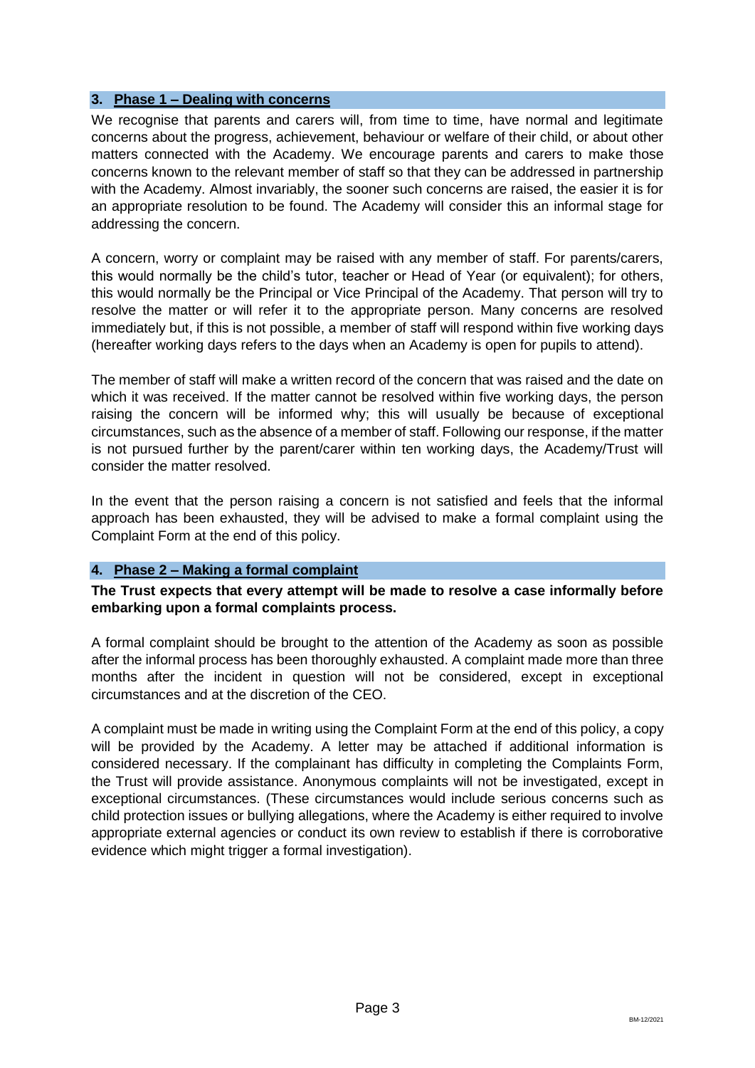## 3. Phase 1 – Dealing with concerns

We recognise that parents and carers will, from time to time, have normal and legitimate concerns about the progress, achievement, behaviour or welfare of their child, or about other matters connected with the Academy. We encourage parents and carers to make those concerns known to the relevant member of staff so that they can be addressed in partnership with the Academy. Almost invariably, the sooner such concerns are raised, the easier it is for an appropriate resolution to be found. The Academy will consider this an informal stage for addressing the concern.

A concern, worry or complaint may be raised with any member of staff. For parents/carers, this would normally be the child's tutor, teacher or Head of Year (or equivalent); for others, this would normally be the Principal or Vice Principal of the Academy. That person will try to resolve the matter or will refer it to the appropriate person. Many concerns are resolved immediately but, if this is not possible, a member of staff will respond within five working days (hereafter working days refers to the days when an Academy is open for pupils to attend).

The member of staff will make a written record of the concern that was raised and the date on which it was received. If the matter cannot be resolved within five working days, the person raising the concern will be informed why; this will usually be because of exceptional circumstances, such as the absence of a member of staff. Following our response, if the matter is not pursued further by the parent/carer within ten working days, the Academy/Trust will consider the matter resolved.

In the event that the person raising a concern is not satisfied and feels that the informal approach has been exhausted, they will be advised to make a formal complaint using the Complaint Form at the end of this policy.

## 4. Phase 2 – Making a formal complaint

**The Trust expects that every attempt will be made to resolve a case informally before embarking upon a formal complaints process.**

A formal complaint should be brought to the attention of the Academy as soon as possible after the informal process has been thoroughly exhausted. A complaint made more than three months after the incident in question will not be considered, except in exceptional circumstances and at the discretion of the CEO.

A complaint must be made in writing using the Complaint Form at the end of this policy, a copy will be provided by the Academy. A letter may be attached if additional information is considered necessary. If the complainant has difficulty in completing the Complaints Form, the Trust will provide assistance. Anonymous complaints will not be investigated, except in exceptional circumstances. (These circumstances would include serious concerns such as child protection issues or bullying allegations, where the Academy is either required to involve appropriate external agencies or conduct its own review to establish if there is corroborative evidence which might trigger a formal investigation).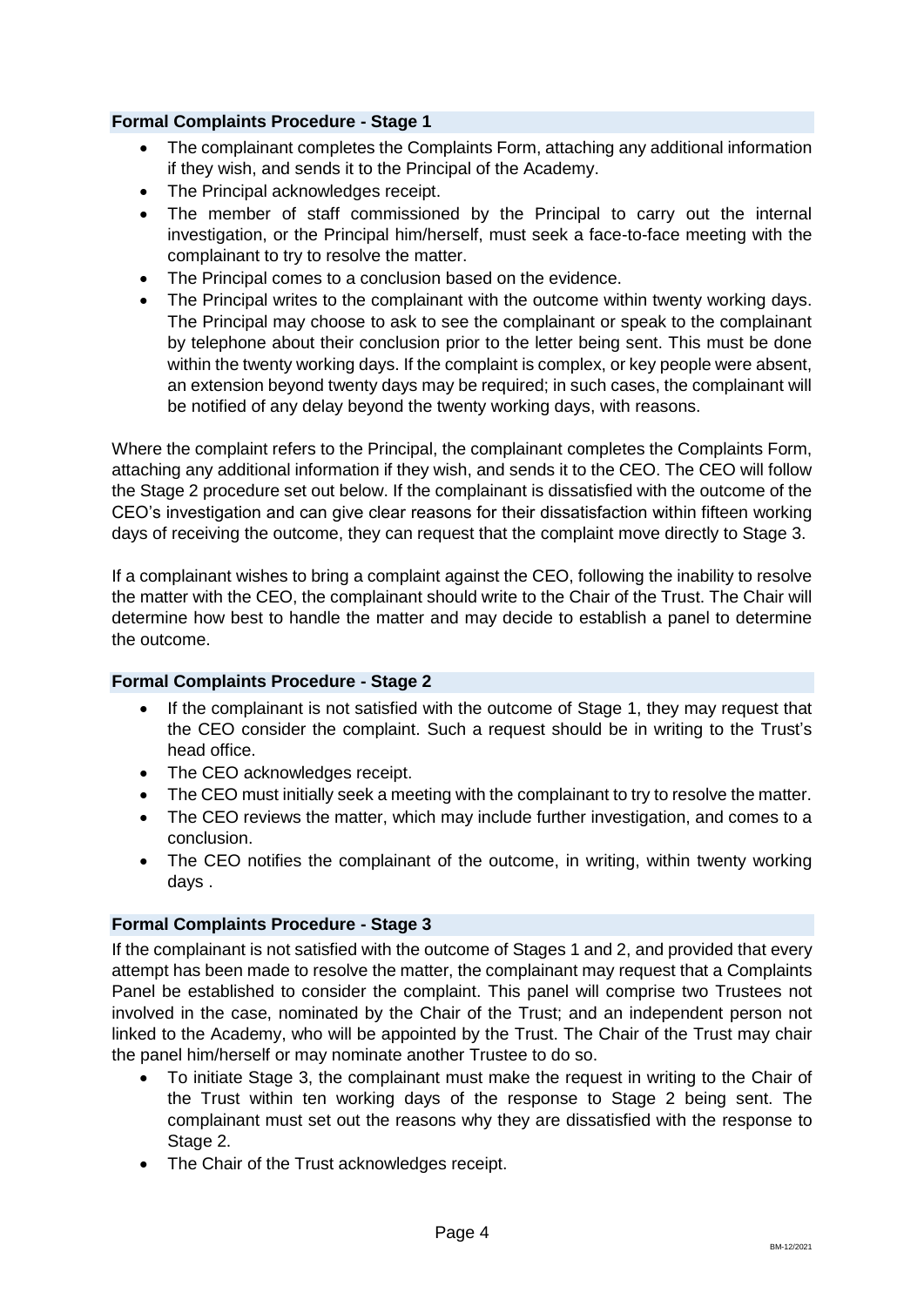### Formal Complaints Procedure - Stage 1

- The complainant completes the Complaints Form, attaching any additional information if they wish, and sends it to the Principal of the Academy.
- The Principal acknowledges receipt.
- The member of staff commissioned by the Principal to carry out the internal investigation, or the Principal him/herself, must seek a face-to-face meeting with the complainant to try to resolve the matter.
- The Principal comes to a conclusion based on the evidence.
- The Principal writes to the complainant with the outcome within twenty working days. The Principal may choose to ask to see the complainant or speak to the complainant by telephone about their conclusion prior to the letter being sent. This must be done within the twenty working days. If the complaint is complex, or key people were absent, an extension beyond twenty days may be required; in such cases, the complainant will be notified of any delay beyond the twenty working days, with reasons.

Where the complaint refers to the Principal, the complainant completes the Complaints Form, attaching any additional information if they wish, and sends it to the CEO. The CEO will follow the Stage 2 procedure set out below. If the complainant is dissatisfied with the outcome of the CEO's investigation and can give clear reasons for their dissatisfaction within fifteen working days of receiving the outcome, they can request that the complaint move directly to Stage 3.

If a complainant wishes to bring a complaint against the CEO, following the inability to resolve the matter with the CEO, the complainant should write to the Chair of the Trust. The Chair will determine how best to handle the matter and may decide to establish a panel to determine the outcome.

### Formal Complaints Procedure - Stage 2

- If the complainant is not satisfied with the outcome of Stage 1, they may request that the CEO consider the complaint. Such a request should be in writing to the Trust's head office.
- The CEO acknowledges receipt.
- The CEO must initially seek a meeting with the complainant to try to resolve the matter.
- The CEO reviews the matter, which may include further investigation, and comes to a conclusion.
- The CEO notifies the complainant of the outcome, in writing, within twenty working days .

### Formal Complaints Procedure - Stage 3

If the complainant is not satisfied with the outcome of Stages 1 and 2, and provided that every attempt has been made to resolve the matter, the complainant may request that a Complaints Panel be established to consider the complaint. This panel will comprise two Trustees not involved in the case, nominated by the Chair of the Trust; and an independent person not linked to the Academy, who will be appointed by the Trust. The Chair of the Trust may chair the panel him/herself or may nominate another Trustee to do so.

- To initiate Stage 3, the complainant must make the request in writing to the Chair of the Trust within ten working days of the response to Stage 2 being sent. The complainant must set out the reasons why they are dissatisfied with the response to Stage 2.
- The Chair of the Trust acknowledges receipt.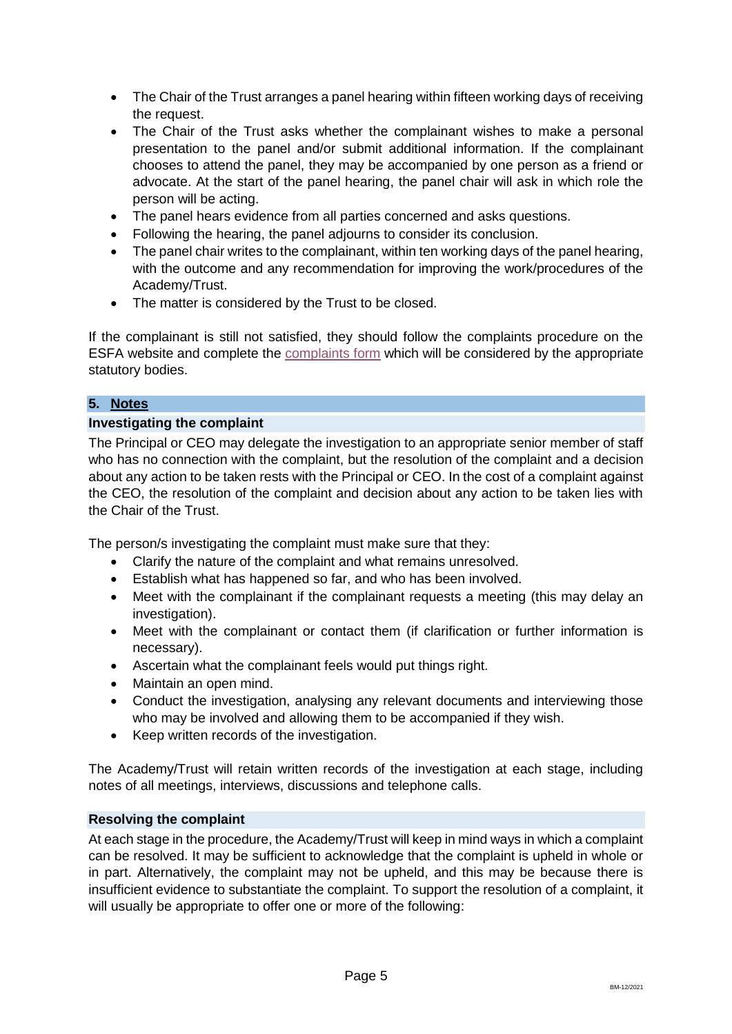- The Chair of the Trust arranges a panel hearing within fifteen working days of receiving the request.
- The Chair of the Trust asks whether the complainant wishes to make a personal presentation to the panel and/or submit additional information. If the complainant chooses to attend the panel, they may be accompanied by one person as a friend or advocate. At the start of the panel hearing, the panel chair will ask in which role the person will be acting.
- The panel hears evidence from all parties concerned and asks questions.
- Following the hearing, the panel adjourns to consider its conclusion.
- The panel chair writes to the complainant, within ten working days of the panel hearing, with the outcome and any recommendation for improving the work/procedures of the Academy/Trust.
- The matter is considered by the Trust to be closed.

If the complainant is still not satisfied, they should follow the complaints procedure on the ESFA website and complete the complaints form which will be considered by the appropriate statutory bodies.

## 5. Notes

### Investigating the complaint

The Principal or CEO may delegate the investigation to an appropriate senior member of staff who has no connection with the complaint, but the resolution of the complaint and a decision about any action to be taken rests with the Principal or CEO. In the cost of a complaint against the CEO, the resolution of the complaint and decision about any action to be taken lies with the Chair of the Trust.

The person/s investigating the complaint must make sure that they:

- Clarify the nature of the complaint and what remains unresolved.
- Establish what has happened so far, and who has been involved.
- Meet with the complainant if the complainant requests a meeting (this may delay an investigation).
- Meet with the complainant or contact them (if clarification or further information is necessary).
- Ascertain what the complainant feels would put things right.
- Maintain an open mind.
- Conduct the investigation, analysing any relevant documents and interviewing those who may be involved and allowing them to be accompanied if they wish.
- Keep written records of the investigation.

The Academy/Trust will retain written records of the investigation at each stage, including notes of all meetings, interviews, discussions and telephone calls.

### Resolving the complaint

At each stage in the procedure, the Academy/Trust will keep in mind ways in which a complaint can be resolved. It may be sufficient to acknowledge that the complaint is upheld in whole or in part. Alternatively, the complaint may not be upheld, and this may be because there is insufficient evidence to substantiate the complaint. To support the resolution of a complaint, it will usually be appropriate to offer one or more of the following: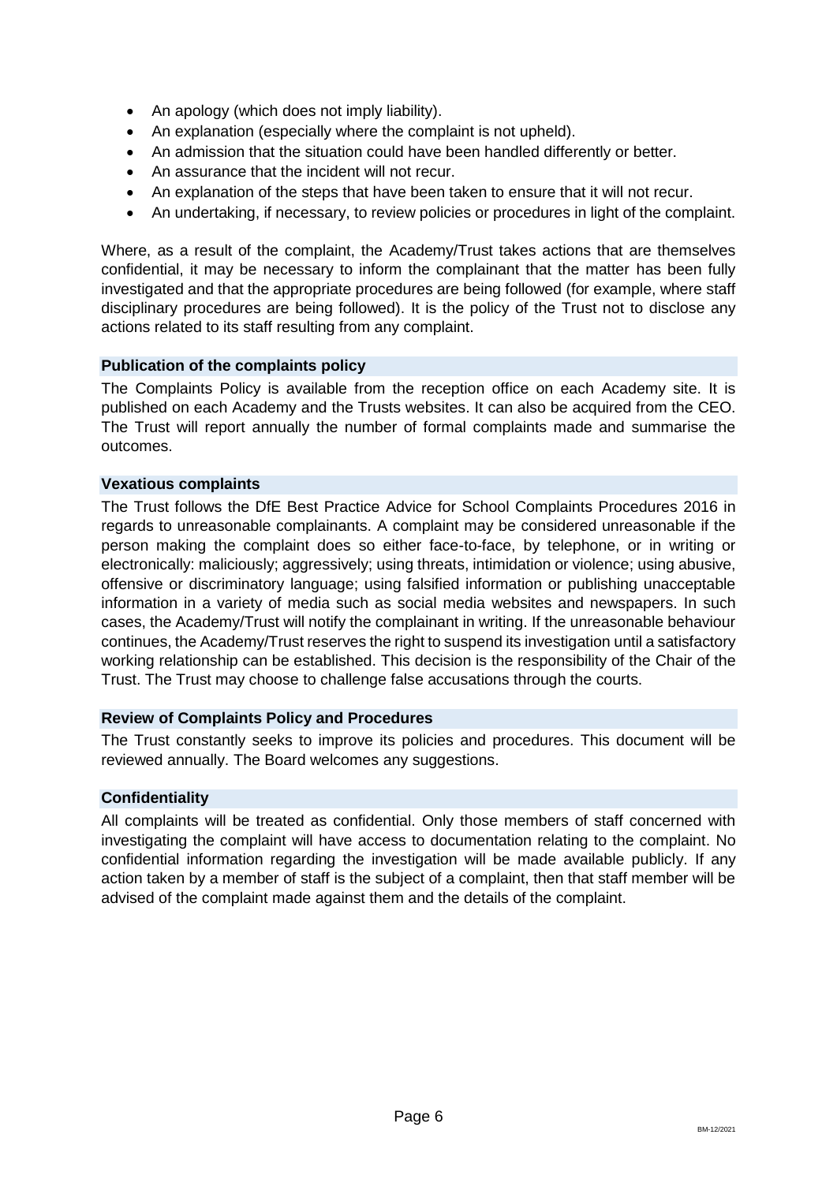- An apology (which does not imply liability).
- An explanation (especially where the complaint is not upheld).
- An admission that the situation could have been handled differently or better.
- An assurance that the incident will not recur.
- An explanation of the steps that have been taken to ensure that it will not recur.
- An undertaking, if necessary, to review policies or procedures in light of the complaint.

Where, as a result of the complaint, the Academy/Trust takes actions that are themselves confidential, it may be necessary to inform the complainant that the matter has been fully investigated and that the appropriate procedures are being followed (for example, where staff disciplinary procedures are being followed). It is the policy of the Trust not to disclose any actions related to its staff resulting from any complaint.

### Publication of the complaints policy

The Complaints Policy is available from the reception office on each Academy site. It is published on each Academy and the Trusts websites. It can also be acquired from the CEO. The Trust will report annually the number of formal complaints made and summarise the outcomes.

### Vexatious complaints

The Trust follows the DfE Best Practice Advice for School Complaints Procedures 2016 in regards to unreasonable complainants. A complaint may be considered unreasonable if the person making the complaint does so either face-to-face, by telephone, or in writing or electronically: maliciously; aggressively; using threats, intimidation or violence; using abusive, offensive or discriminatory language; using falsified information or publishing unacceptable information in a variety of media such as social media websites and newspapers. In such cases, the Academy/Trust will notify the complainant in writing. If the unreasonable behaviour continues, the Academy/Trust reserves the right to suspend its investigation until a satisfactory working relationship can be established. This decision is the responsibility of the Chair of the Trust. The Trust may choose to challenge false accusations through the courts.

### Review of Complaints Policy and Procedures

The Trust constantly seeks to improve its policies and procedures. This document will be reviewed annually. The Board welcomes any suggestions.

### Confidentiality

All complaints will be treated as confidential. Only those members of staff concerned with investigating the complaint will have access to documentation relating to the complaint. No confidential information regarding the investigation will be made available publicly. If any action taken by a member of staff is the subject of a complaint, then that staff member will be advised of the complaint made against them and the details of the complaint.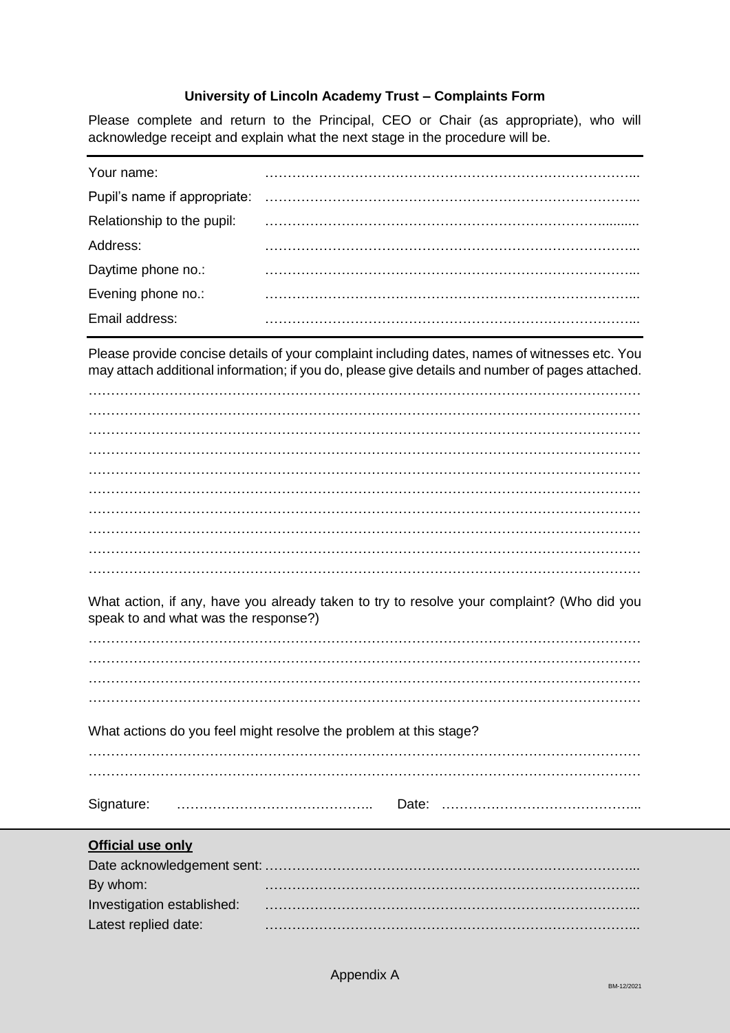**University of Lincoln Academy Trust – Complaints Form**

Please complete and return to the Principal, CEO or Chair (as appropriate), who will acknowledge receipt and explain what the next stage in the procedure will be.

---

Your name: …………………………………………………………………………...

Pupil's name if appropriate: …………………………………………………………………………...

Relationship to the pupil: …………………………………………………………………………...

Address: …………………………………………………………………………...

Daytime phone no.: …………………………………………………………………………...

Evening phone no.: …………………………………………………………………………...

Email address: …………………………………………………………………………...

---

Please provide concise details of your complaint including dates, names of witnesses etc. You may attach additional information; if you do, please give details and number of pages attached.

……………………………………………………………………………………………………………

……………………………………………………………………………………………………………

……………………………………………………………………………………………………………

……………………………………………………………………………………………………………

……………………………………………………………………………………………………………

……………………………………………………………………………………………………………

……………………………………………………………………………………………………………

……………………………………………………………………………………………………………

……………………………………………………………………………………………………………

……………………………………………………………………………………………………………

What action, if any, have you already taken to try to resolve your complaint? (Who did you speak to and what was the response?)

……………………………………………………………………………………………………………

……………………………………………………………………………………………………………

……………………………………………………………………………………………………………

……………………………………………………………………………………………………………

What actions do you feel might resolve the problem at this stage?

……………………………………………………………………………………………………………

……………………………………………………………………………………………………………

Signature: …………………………………….. Date: ……………………………………...

---

**Official use only**

Date acknowledgement sent: …………………………………………………………………………...

By whom: …………………………………………………………………………...

Investigation established: …………………………………………………………………………...

Latest replied date: …………………………………………………………………………...

Appendix A

BM-12/2021